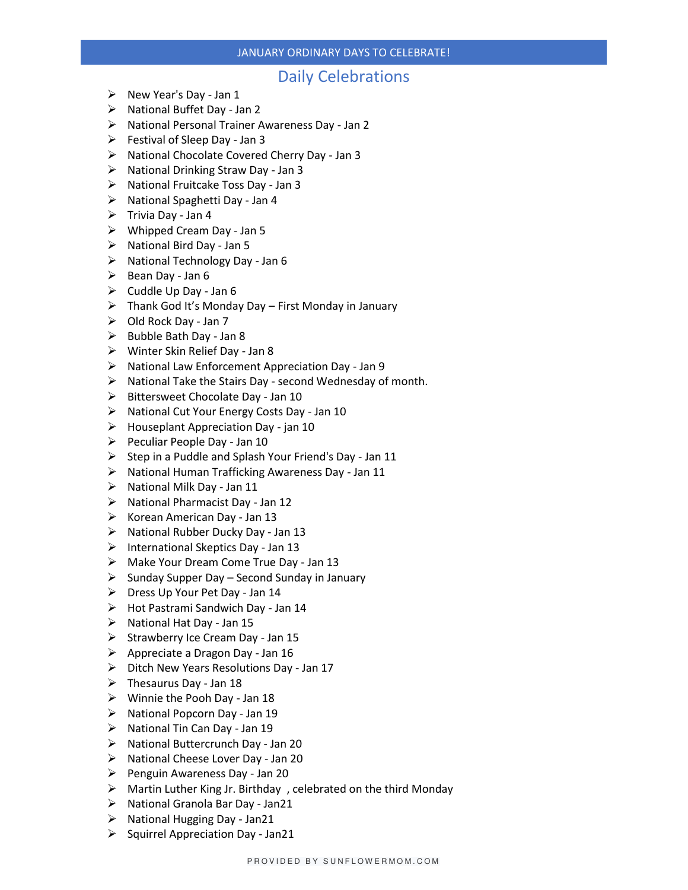# JANUARY ORDINARY DAYS TO CELEBRATE!

## Daily Celebrations

- New Year's Day - Jan 1
- National Buffet Day - Jan 2
- National Personal Trainer Awareness Day - Jan 2
- Festival of Sleep Day - Jan 3
- National Chocolate Covered Cherry Day - Jan 3
- National Drinking Straw Day - Jan 3
- National Fruitcake Toss Day - Jan 3
- National Spaghetti Day - Jan 4
- Trivia Day - Jan 4
- Whipped Cream Day - Jan 5
- National Bird Day - Jan 5
- National Technology Day - Jan 6
- Bean Day - Jan 6
- Cuddle Up Day - Jan 6
- Thank God It's Monday Day – First Monday in January
- Old Rock Day - Jan 7
- Bubble Bath Day - Jan 8
- Winter Skin Relief Day - Jan 8
- National Law Enforcement Appreciation Day - Jan 9
- National Take the Stairs Day - second Wednesday of month.
- Bittersweet Chocolate Day - Jan 10
- National Cut Your Energy Costs Day - Jan 10
- Houseplant Appreciation Day - jan 10
- Peculiar People Day - Jan 10
- Step in a Puddle and Splash Your Friend's Day - Jan 11
- National Human Trafficking Awareness Day - Jan 11
- National Milk Day - Jan 11
- National Pharmacist Day - Jan 12
- Korean American Day - Jan 13
- National Rubber Ducky Day - Jan 13
- International Skeptics Day - Jan 13
- Make Your Dream Come True Day - Jan 13
- Sunday Supper Day – Second Sunday in January
- Dress Up Your Pet Day - Jan 14
- Hot Pastrami Sandwich Day - Jan 14
- National Hat Day - Jan 15
- Strawberry Ice Cream Day - Jan 15
- Appreciate a Dragon Day - Jan 16
- Ditch New Years Resolutions Day - Jan 17
- Thesaurus Day - Jan 18
- Winnie the Pooh Day - Jan 18
- National Popcorn Day - Jan 19
- National Tin Can Day - Jan 19
- National Buttercrunch Day - Jan 20
- National Cheese Lover Day - Jan 20
- Penguin Awareness Day - Jan 20
- Martin Luther King Jr. Birthday , celebrated on the third Monday
- National Granola Bar Day - Jan21
- National Hugging Day - Jan21
- Squirrel Appreciation Day - Jan21

PROVIDED BY SUNFLOWERMOM.COM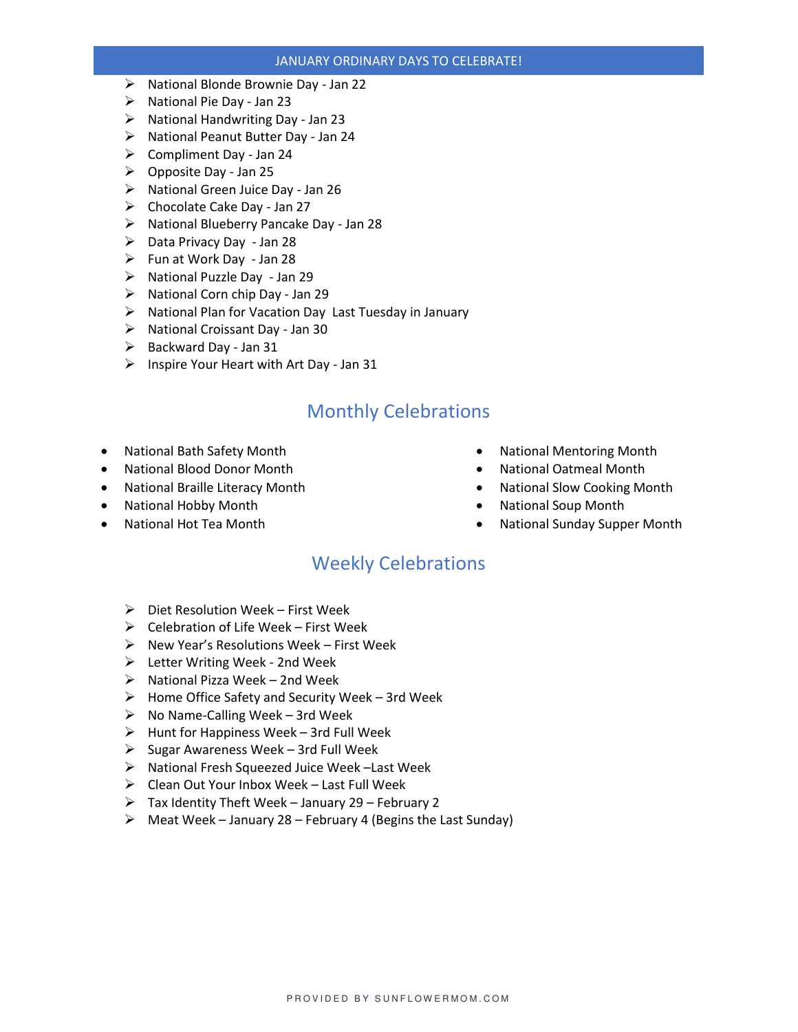## JANUARY ORDINARY DAYS TO CELEBRATE!

- National Blonde Brownie Day - Jan 22
- National Pie Day - Jan 23
- National Handwriting Day - Jan 23
- National Peanut Butter Day - Jan 24
- Compliment Day - Jan 24
- Opposite Day - Jan 25
- National Green Juice Day - Jan 26
- Chocolate Cake Day - Jan 27
- National Blueberry Pancake Day - Jan 28
- Data Privacy Day - Jan 28
- Fun at Work Day - Jan 28
- National Puzzle Day - Jan 29
- National Corn chip Day - Jan 29
- National Plan for Vacation Day Last Tuesday in January
- National Croissant Day - Jan 30
- Backward Day - Jan 31
- Inspire Your Heart with Art Day - Jan 31

## Monthly Celebrations

- National Bath Safety Month
- National Blood Donor Month
- National Braille Literacy Month
- National Hobby Month
- National Hot Tea Month
- National Mentoring Month
- National Oatmeal Month
- National Slow Cooking Month
- National Soup Month
- National Sunday Supper Month

## Weekly Celebrations

- Diet Resolution Week – First Week
- Celebration of Life Week – First Week
- New Year's Resolutions Week – First Week
- Letter Writing Week - 2nd Week
- National Pizza Week – 2nd Week
- Home Office Safety and Security Week – 3rd Week
- No Name-Calling Week – 3rd Week
- Hunt for Happiness Week – 3rd Full Week
- Sugar Awareness Week – 3rd Full Week
- National Fresh Squeezed Juice Week –Last Week
- Clean Out Your Inbox Week – Last Full Week
- Tax Identity Theft Week – January 29 – February 2
- Meat Week – January 28 – February 4 (Begins the Last Sunday)

PROVIDED BY SUNFLOWERMOM.COM